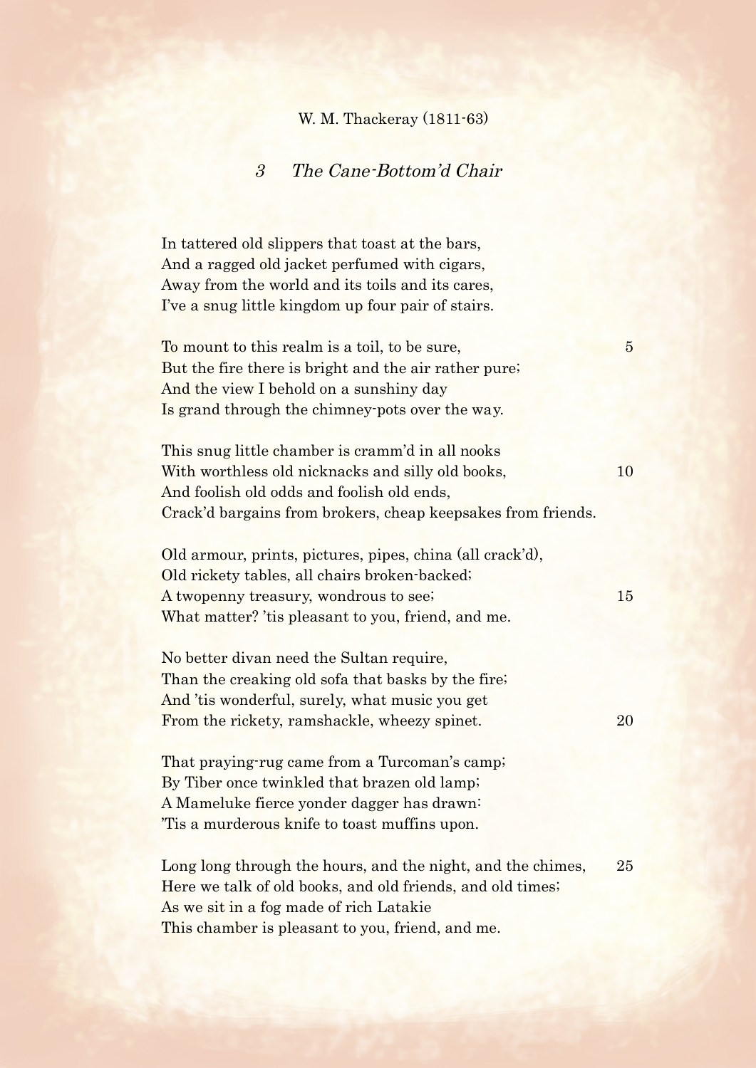W. M. Thackeray (1811-63)

## *3 The Cane-Bottom'd Chair*

In tattered old slippers that toast at the bars,  
And a ragged old jacket perfumed with cigars,  
Away from the world and its toils and its cares,  
I've a snug little kingdom up four pair of stairs.

To mount to this realm is a toil, to be sure,           5  
But the fire there is bright and the air rather pure;  
And the view I behold on a sunshiny day  
Is grand through the chimney-pots over the way.

This snug little chamber is cramm'd in all nooks  
With worthless old nicknacks and silly old books,           10  
And foolish old odds and foolish old ends,  
Crack'd bargains from brokers, cheap keepsakes from friends.

Old armour, prints, pictures, pipes, china (all crack'd),  
Old rickety tables, all chairs broken-backed;  
A twopenny treasury, wondrous to see;           15  
What matter? 'tis pleasant to you, friend, and me.

No better divan need the Sultan require,  
Than the creaking old sofa that basks by the fire;  
And 'tis wonderful, surely, what music you get  
From the rickety, ramshackle, wheezy spinet.           20

That praying-rug came from a Turcoman's camp;  
By Tiber once twinkled that brazen old lamp;  
A Mameluke fierce yonder dagger has drawn:  
'Tis a murderous knife to toast muffins upon.

Long long through the hours, and the night, and the chimes,           25  
Here we talk of old books, and old friends, and old times;  
As we sit in a fog made of rich Latakie  
This chamber is pleasant to you, friend, and me.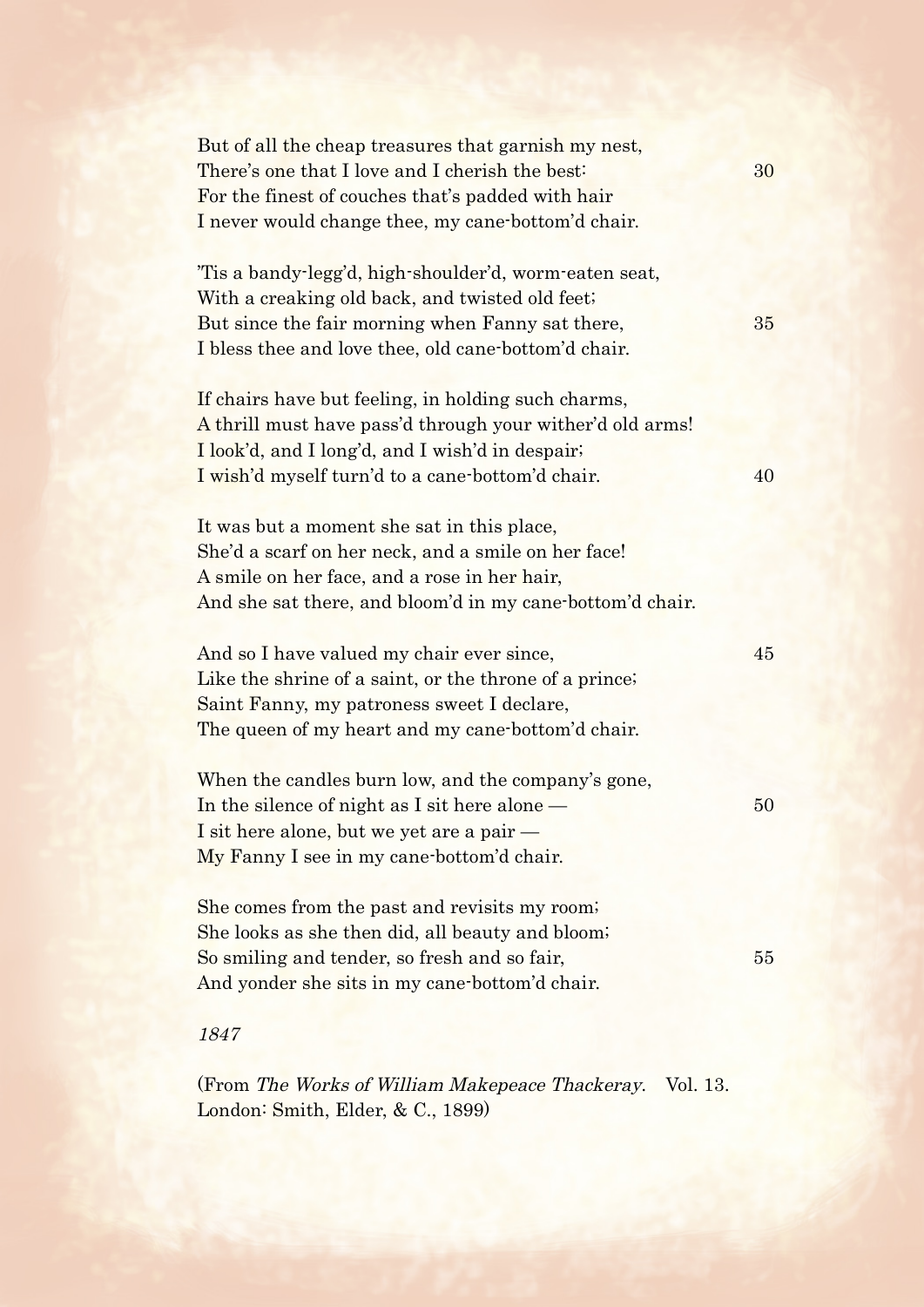But of all the cheap treasures that garnish my nest,
There's one that I love and I cherish the best: 30
For the finest of couches that's padded with hair
I never would change thee, my cane-bottom'd chair.

'Tis a bandy-legg'd, high-shoulder'd, worm-eaten seat,
With a creaking old back, and twisted old feet;
But since the fair morning when Fanny sat there, 35
I bless thee and love thee, old cane-bottom'd chair.

If chairs have but feeling, in holding such charms,
A thrill must have pass'd through your wither'd old arms!
I look'd, and I long'd, and I wish'd in despair;
I wish'd myself turn'd to a cane-bottom'd chair. 40

It was but a moment she sat in this place,
She'd a scarf on her neck, and a smile on her face!
A smile on her face, and a rose in her hair,
And she sat there, and bloom'd in my cane-bottom'd chair.

And so I have valued my chair ever since, 45
Like the shrine of a saint, or the throne of a prince;
Saint Fanny, my patroness sweet I declare,
The queen of my heart and my cane-bottom'd chair.

When the candles burn low, and the company's gone,
In the silence of night as I sit here alone — 50
I sit here alone, but we yet are a pair —
My Fanny I see in my cane-bottom'd chair.

She comes from the past and revisits my room;
She looks as she then did, all beauty and bloom;
So smiling and tender, so fresh and so fair, 55
And yonder she sits in my cane-bottom'd chair.

*1847*

(From *The Works of William Makepeace Thackeray*. Vol. 13. London: Smith, Elder, & C., 1899)